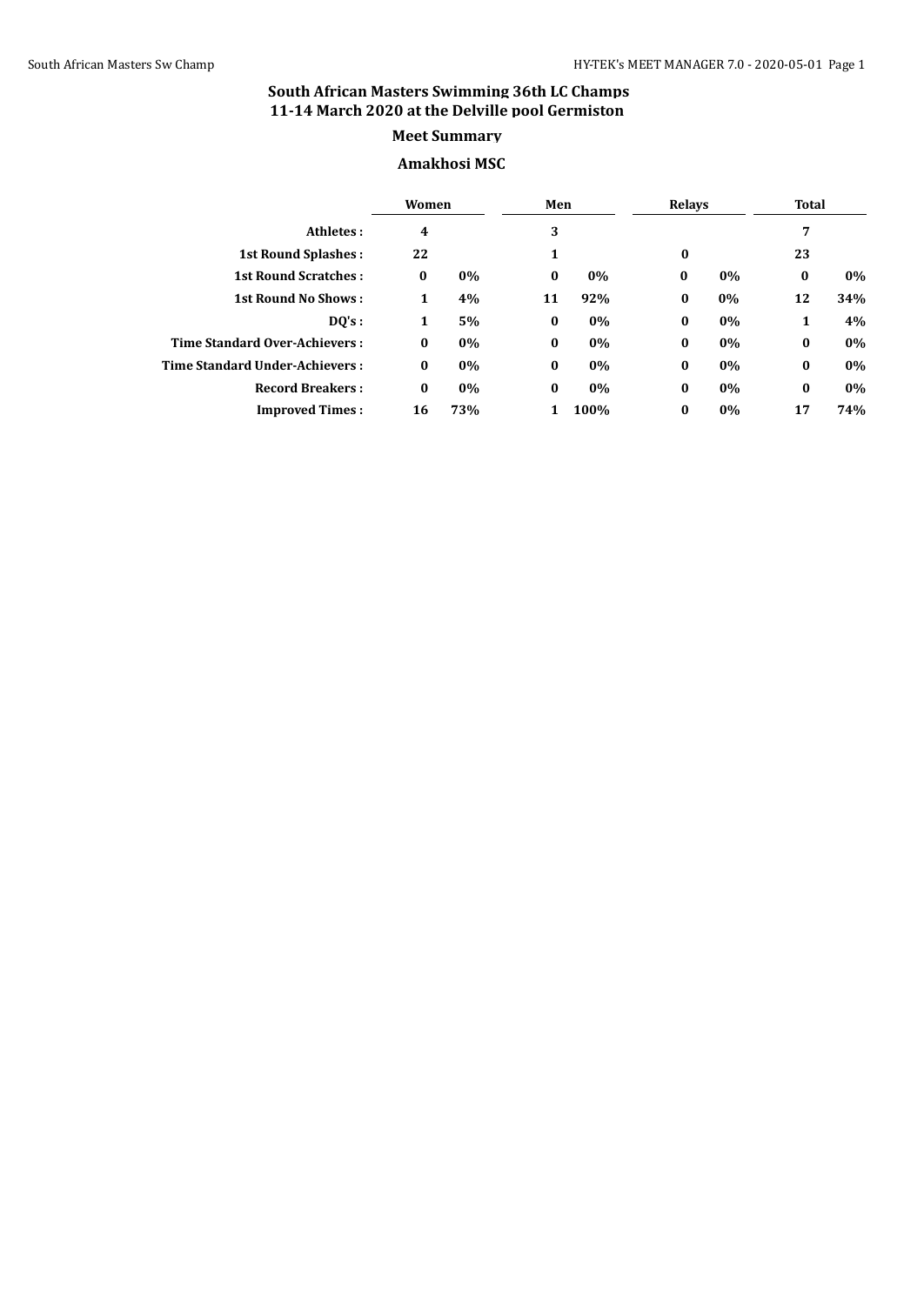# South African Masters Swimming 36th LC Champs
## 11-14 March 2020 at the Delville pool Germiston

### Meet Summary

### Amakhosi MSC

| | Women | | Men | | Relays | | Total | |
|---|---|---|---|---|---|---|---|---|
| **Athletes :** | 4 | | 3 | | | | 7 | |
| **1st Round Splashes :** | 22 | | 1 | | 0 | | 23 | |
| **1st Round Scratches :** | 0 | 0% | 0 | 0% | 0 | 0% | 0 | 0% |
| **1st Round No Shows :** | 1 | 4% | 11 | 92% | 0 | 0% | 12 | 34% |
| **DQ's :** | 1 | 5% | 0 | 0% | 0 | 0% | 1 | 4% |
| **Time Standard Over-Achievers :** | 0 | 0% | 0 | 0% | 0 | 0% | 0 | 0% |
| **Time Standard Under-Achievers :** | 0 | 0% | 0 | 0% | 0 | 0% | 0 | 0% |
| **Record Breakers :** | 0 | 0% | 0 | 0% | 0 | 0% | 0 | 0% |
| **Improved Times :** | 16 | 73% | 1 | 100% | 0 | 0% | 17 | 74% |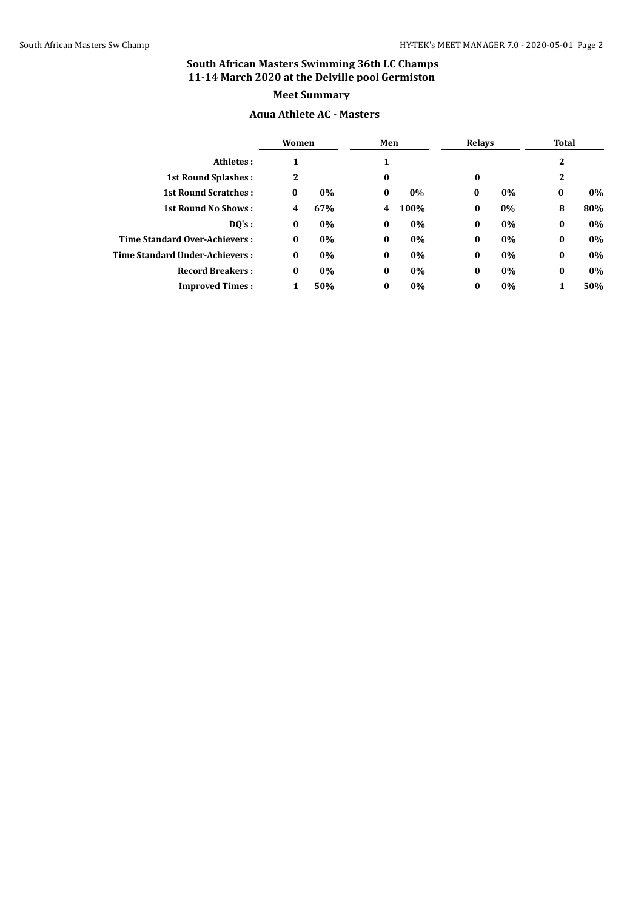# South African Masters Swimming 36th LC Champs
## 11-14 March 2020 at the Delville pool Germiston

### Meet Summary

### Aqua Athlete AC - Masters

| | Women | | Men | | Relays | | Total | |
|---|---|---|---|---|---|---|---|---|
| **Athletes :** | 1 | | 1 | | | | 2 | |
| **1st Round Splashes :** | 2 | | 0 | | 0 | | 2 | |
| **1st Round Scratches :** | 0 | 0% | 0 | 0% | 0 | 0% | 0 | 0% |
| **1st Round No Shows :** | 4 | 67% | 4 | 100% | 0 | 0% | 8 | 80% |
| **DQ's :** | 0 | 0% | 0 | 0% | 0 | 0% | 0 | 0% |
| **Time Standard Over-Achievers :** | 0 | 0% | 0 | 0% | 0 | 0% | 0 | 0% |
| **Time Standard Under-Achievers :** | 0 | 0% | 0 | 0% | 0 | 0% | 0 | 0% |
| **Record Breakers :** | 0 | 0% | 0 | 0% | 0 | 0% | 0 | 0% |
| **Improved Times :** | 1 | 50% | 0 | 0% | 0 | 0% | 1 | 50% |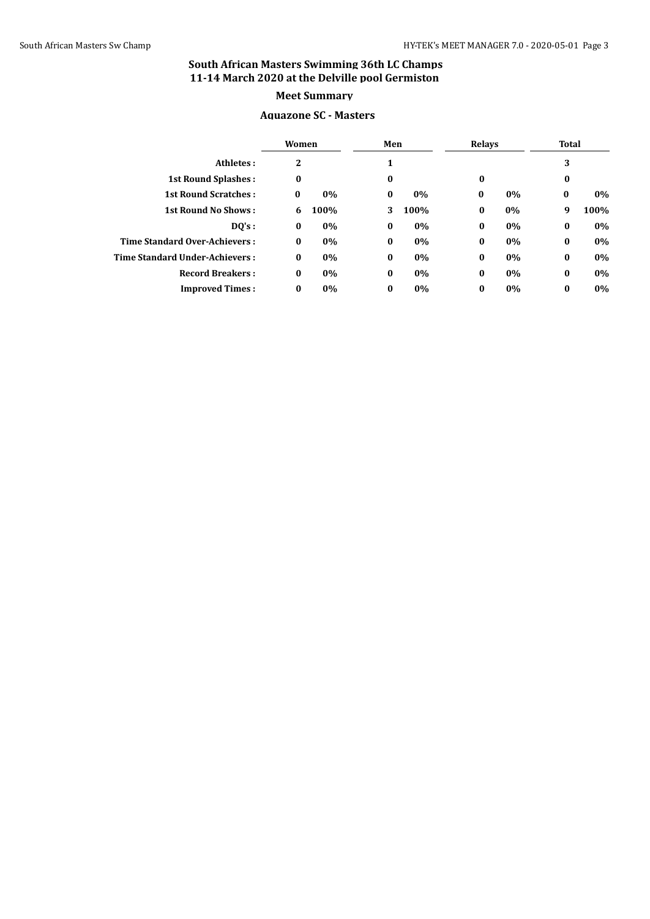# South African Masters Swimming 36th LC Champs
## 11-14 March 2020 at the Delville pool Germiston

### Meet Summary

### Aquazone SC - Masters

| | Women | | Men | | Relays | | Total | |
|---|---|---|---|---|---|---|---|---|
| **Athletes :** | 2 | | 1 | | | | 3 | |
| **1st Round Splashes :** | 0 | | 0 | | 0 | | 0 | |
| **1st Round Scratches :** | 0 | 0% | 0 | 0% | 0 | 0% | 0 | 0% |
| **1st Round No Shows :** | 6 | 100% | 3 | 100% | 0 | 0% | 9 | 100% |
| **DQ's :** | 0 | 0% | 0 | 0% | 0 | 0% | 0 | 0% |
| **Time Standard Over-Achievers :** | 0 | 0% | 0 | 0% | 0 | 0% | 0 | 0% |
| **Time Standard Under-Achievers :** | 0 | 0% | 0 | 0% | 0 | 0% | 0 | 0% |
| **Record Breakers :** | 0 | 0% | 0 | 0% | 0 | 0% | 0 | 0% |
| **Improved Times :** | 0 | 0% | 0 | 0% | 0 | 0% | 0 | 0% |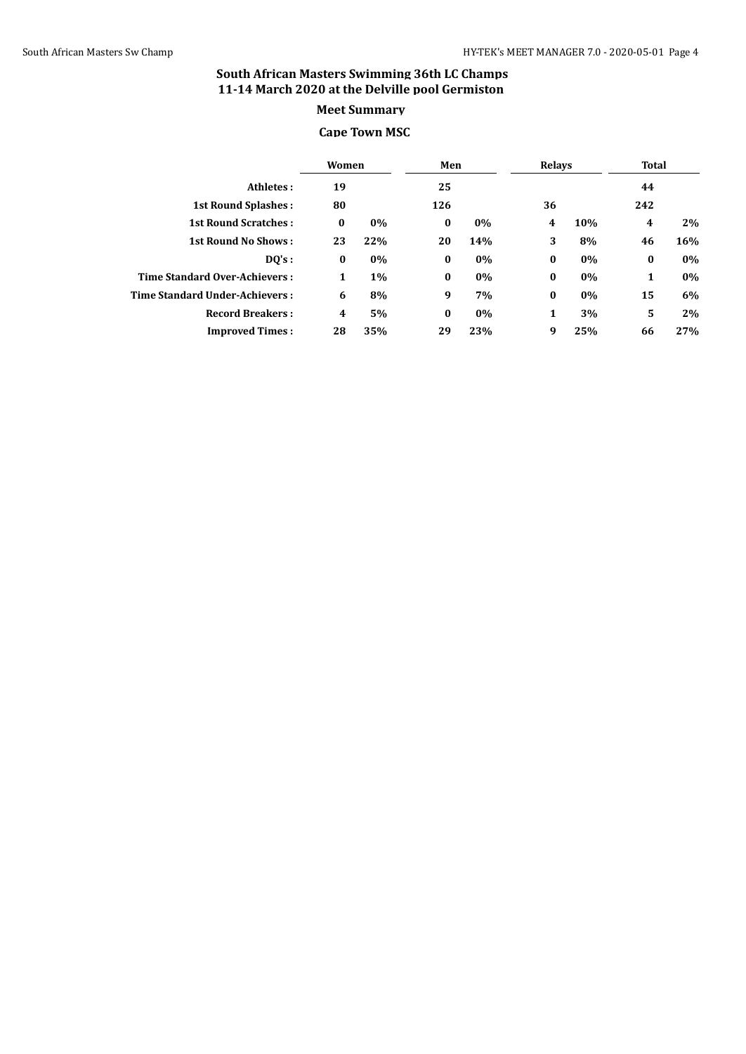## South African Masters Swimming 36th LC Champs
## 11-14 March 2020 at the Delville pool Germiston

### Meet Summary

### Cape Town MSC

| | Women | | Men | | Relays | | Total | |
|---|---|---|---|---|---|---|---|---|
| **Athletes :** | 19 | | 25 | | | | 44 | |
| **1st Round Splashes :** | 80 | | 126 | | 36 | | 242 | |
| **1st Round Scratches :** | 0 | 0% | 0 | 0% | 4 | 10% | 4 | 2% |
| **1st Round No Shows :** | 23 | 22% | 20 | 14% | 3 | 8% | 46 | 16% |
| **DQ's :** | 0 | 0% | 0 | 0% | 0 | 0% | 0 | 0% |
| **Time Standard Over-Achievers :** | 1 | 1% | 0 | 0% | 0 | 0% | 1 | 0% |
| **Time Standard Under-Achievers :** | 6 | 8% | 9 | 7% | 0 | 0% | 15 | 6% |
| **Record Breakers :** | 4 | 5% | 0 | 0% | 1 | 3% | 5 | 2% |
| **Improved Times :** | 28 | 35% | 29 | 23% | 9 | 25% | 66 | 27% |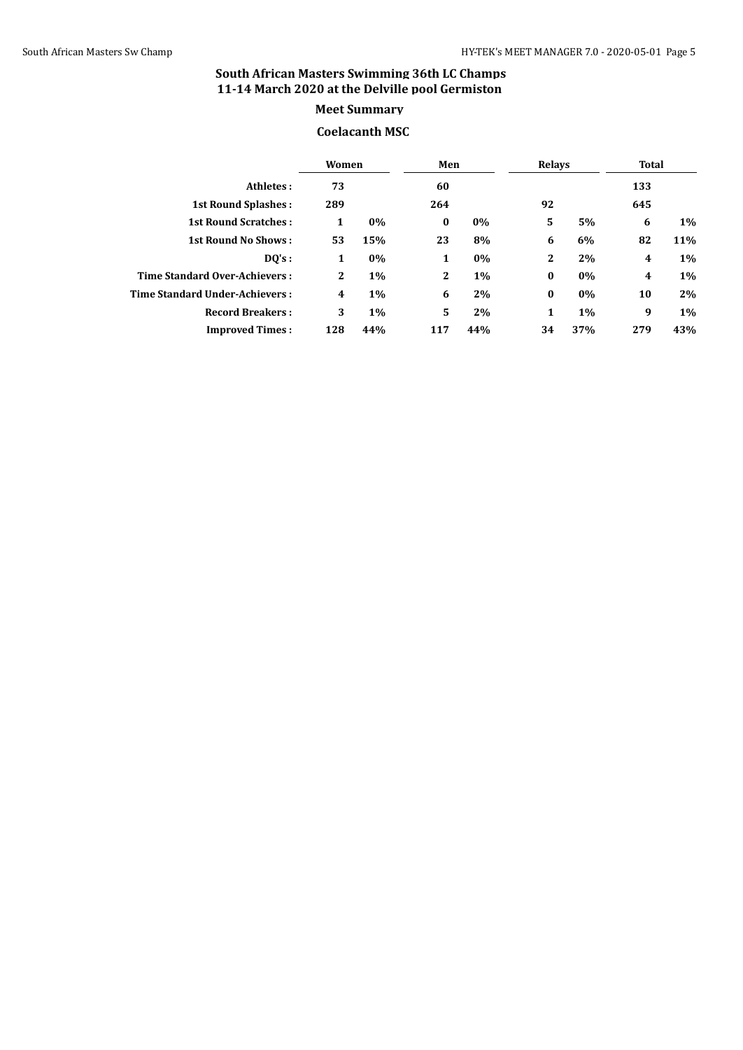# South African Masters Swimming 36th LC Champs
## 11-14 March 2020 at the Delville pool Germiston

### Meet Summary

### Coelacanth MSC

| | Women | | Men | | Relays | | Total | |
|---|---|---|---|---|---|---|---|---|
| **Athletes :** | 73 | | 60 | | | | 133 | |
| **1st Round Splashes :** | 289 | | 264 | | 92 | | 645 | |
| **1st Round Scratches :** | 1 | 0% | 0 | 0% | 5 | 5% | 6 | 1% |
| **1st Round No Shows :** | 53 | 15% | 23 | 8% | 6 | 6% | 82 | 11% |
| **DQ's :** | 1 | 0% | 1 | 0% | 2 | 2% | 4 | 1% |
| **Time Standard Over-Achievers :** | 2 | 1% | 2 | 1% | 0 | 0% | 4 | 1% |
| **Time Standard Under-Achievers :** | 4 | 1% | 6 | 2% | 0 | 0% | 10 | 2% |
| **Record Breakers :** | 3 | 1% | 5 | 2% | 1 | 1% | 9 | 1% |
| **Improved Times :** | 128 | 44% | 117 | 44% | 34 | 37% | 279 | 43% |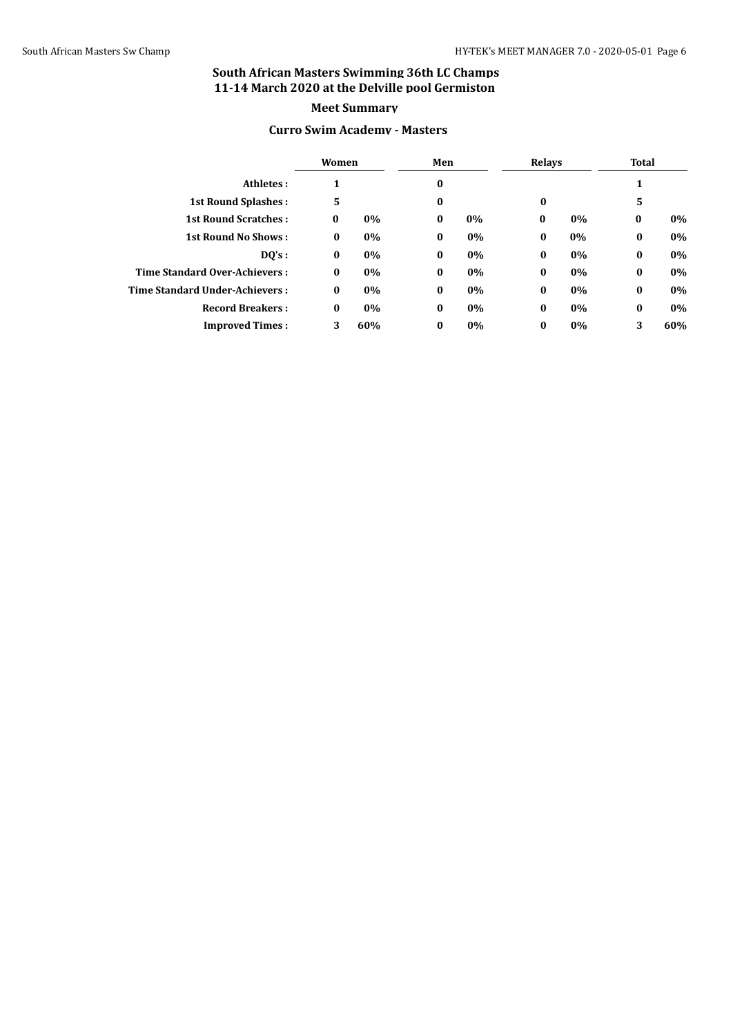## South African Masters Swimming 36th LC Champs
## 11-14 March 2020 at the Delville pool Germiston

### Meet Summary

### Curro Swim Academy - Masters

| | Women | | Men | | Relays | | Total | |
|---|---|---|---|---|---|---|---|---|
| **Athletes :** | 1 | | 0 | | | | 1 | |
| **1st Round Splashes :** | 5 | | 0 | | 0 | | 5 | |
| **1st Round Scratches :** | 0 | 0% | 0 | 0% | 0 | 0% | 0 | 0% |
| **1st Round No Shows :** | 0 | 0% | 0 | 0% | 0 | 0% | 0 | 0% |
| **DQ's :** | 0 | 0% | 0 | 0% | 0 | 0% | 0 | 0% |
| **Time Standard Over-Achievers :** | 0 | 0% | 0 | 0% | 0 | 0% | 0 | 0% |
| **Time Standard Under-Achievers :** | 0 | 0% | 0 | 0% | 0 | 0% | 0 | 0% |
| **Record Breakers :** | 0 | 0% | 0 | 0% | 0 | 0% | 0 | 0% |
| **Improved Times :** | 3 | 60% | 0 | 0% | 0 | 0% | 3 | 60% |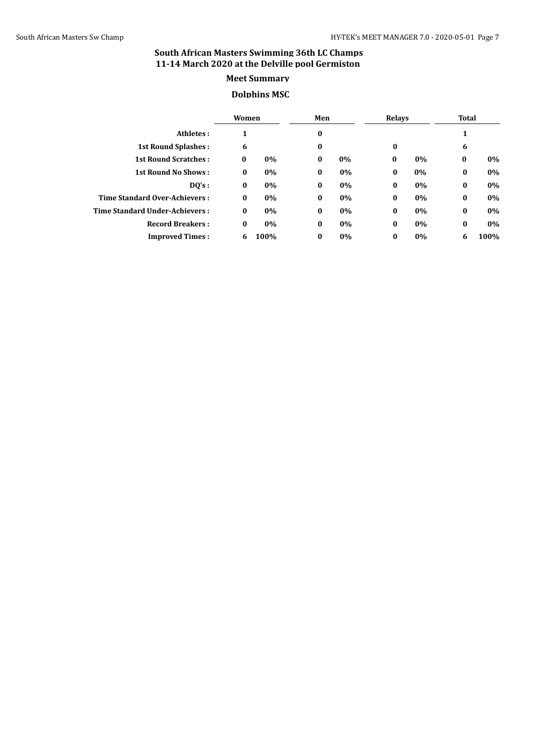## South African Masters Swimming 36th LC Champs
## 11-14 March 2020 at the Delville pool Germiston

### Meet Summary

### Dolphins MSC

| | Women | | Men | | Relays | | Total | |
|---|---|---|---|---|---|---|---|---|
| **Athletes :** | 1 | | 0 | | | | 1 | |
| **1st Round Splashes :** | 6 | | 0 | | 0 | | 6 | |
| **1st Round Scratches :** | 0 | 0% | 0 | 0% | 0 | 0% | 0 | 0% |
| **1st Round No Shows :** | 0 | 0% | 0 | 0% | 0 | 0% | 0 | 0% |
| **DQ's :** | 0 | 0% | 0 | 0% | 0 | 0% | 0 | 0% |
| **Time Standard Over-Achievers :** | 0 | 0% | 0 | 0% | 0 | 0% | 0 | 0% |
| **Time Standard Under-Achievers :** | 0 | 0% | 0 | 0% | 0 | 0% | 0 | 0% |
| **Record Breakers :** | 0 | 0% | 0 | 0% | 0 | 0% | 0 | 0% |
| **Improved Times :** | 6 | 100% | 0 | 0% | 0 | 0% | 6 | 100% |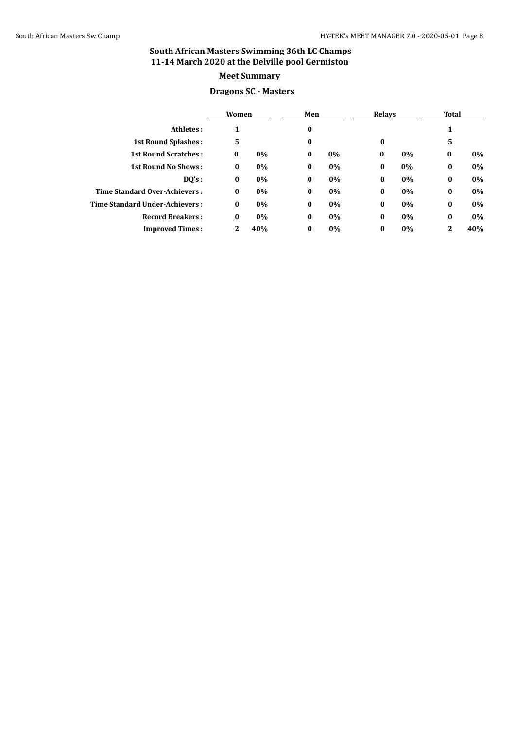# South African Masters Swimming 36th LC Champs
## 11-14 March 2020 at the Delville pool Germiston

### Meet Summary

### Dragons SC - Masters

| | Women | | Men | | Relays | | Total | |
|---|---|---|---|---|---|---|---|---|
| **Athletes :** | 1 | | 0 | | | | 1 | |
| **1st Round Splashes :** | 5 | | 0 | | 0 | | 5 | |
| **1st Round Scratches :** | 0 | 0% | 0 | 0% | 0 | 0% | 0 | 0% |
| **1st Round No Shows :** | 0 | 0% | 0 | 0% | 0 | 0% | 0 | 0% |
| **DQ's :** | 0 | 0% | 0 | 0% | 0 | 0% | 0 | 0% |
| **Time Standard Over-Achievers :** | 0 | 0% | 0 | 0% | 0 | 0% | 0 | 0% |
| **Time Standard Under-Achievers :** | 0 | 0% | 0 | 0% | 0 | 0% | 0 | 0% |
| **Record Breakers :** | 0 | 0% | 0 | 0% | 0 | 0% | 0 | 0% |
| **Improved Times :** | 2 | 40% | 0 | 0% | 0 | 0% | 2 | 40% |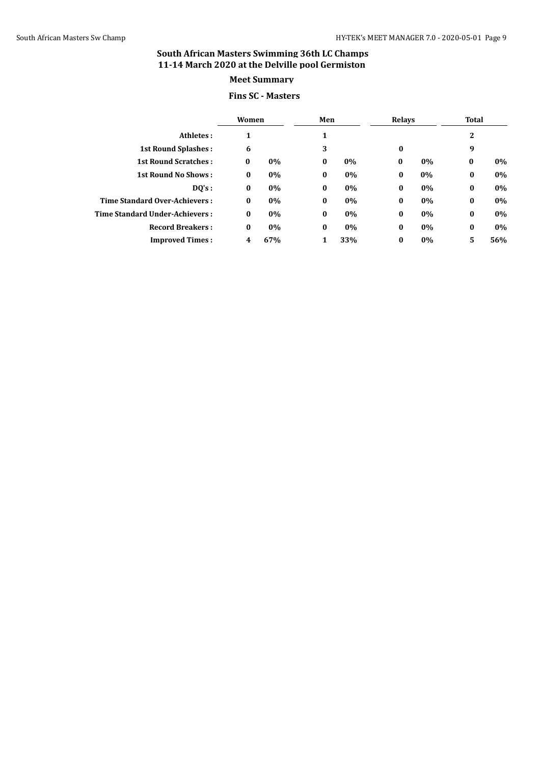# South African Masters Swimming 36th LC Champs
## 11-14 March 2020 at the Delville pool Germiston

### Meet Summary

### Fins SC - Masters

| | Women | | Men | | Relays | | Total | |
|---|---|---|---|---|---|---|---|---|
| **Athletes :** | 1 | | 1 | | | | 2 | |
| **1st Round Splashes :** | 6 | | 3 | | 0 | | 9 | |
| **1st Round Scratches :** | 0 | 0% | 0 | 0% | 0 | 0% | 0 | 0% |
| **1st Round No Shows :** | 0 | 0% | 0 | 0% | 0 | 0% | 0 | 0% |
| **DQ's :** | 0 | 0% | 0 | 0% | 0 | 0% | 0 | 0% |
| **Time Standard Over-Achievers :** | 0 | 0% | 0 | 0% | 0 | 0% | 0 | 0% |
| **Time Standard Under-Achievers :** | 0 | 0% | 0 | 0% | 0 | 0% | 0 | 0% |
| **Record Breakers :** | 0 | 0% | 0 | 0% | 0 | 0% | 0 | 0% |
| **Improved Times :** | 4 | 67% | 1 | 33% | 0 | 0% | 5 | 56% |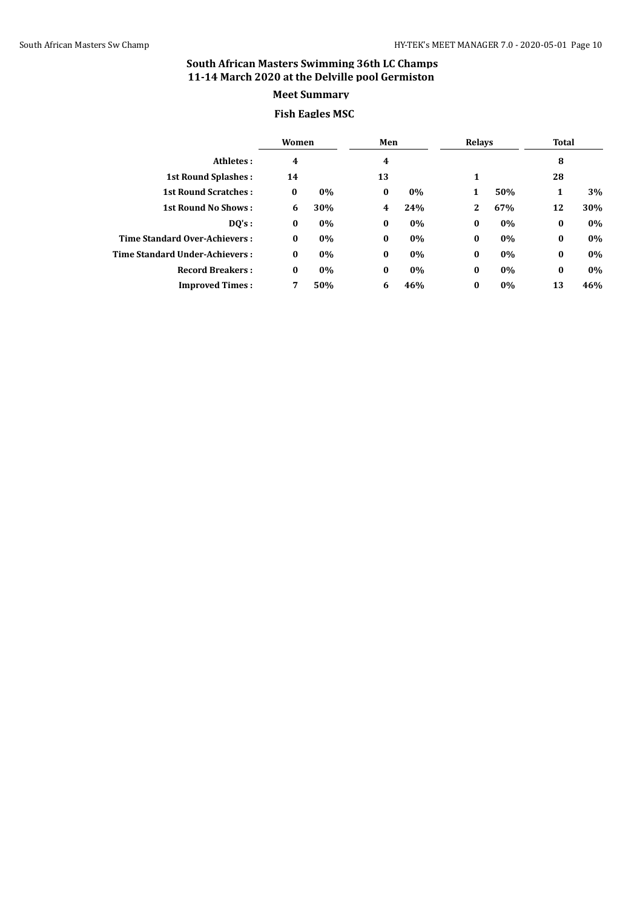## South African Masters Swimming 36th LC Champs
## 11-14 March 2020 at the Delville pool Germiston

### Meet Summary

### Fish Eagles MSC

| | Women | | Men | | Relays | | Total | |
|---|---|---|---|---|---|---|---|---|
| **Athletes :** | 4 | | 4 | | | | 8 | |
| **1st Round Splashes :** | 14 | | 13 | | 1 | | 28 | |
| **1st Round Scratches :** | 0 | 0% | 0 | 0% | 1 | 50% | 1 | 3% |
| **1st Round No Shows :** | 6 | 30% | 4 | 24% | 2 | 67% | 12 | 30% |
| **DQ's :** | 0 | 0% | 0 | 0% | 0 | 0% | 0 | 0% |
| **Time Standard Over-Achievers :** | 0 | 0% | 0 | 0% | 0 | 0% | 0 | 0% |
| **Time Standard Under-Achievers :** | 0 | 0% | 0 | 0% | 0 | 0% | 0 | 0% |
| **Record Breakers :** | 0 | 0% | 0 | 0% | 0 | 0% | 0 | 0% |
| **Improved Times :** | 7 | 50% | 6 | 46% | 0 | 0% | 13 | 46% |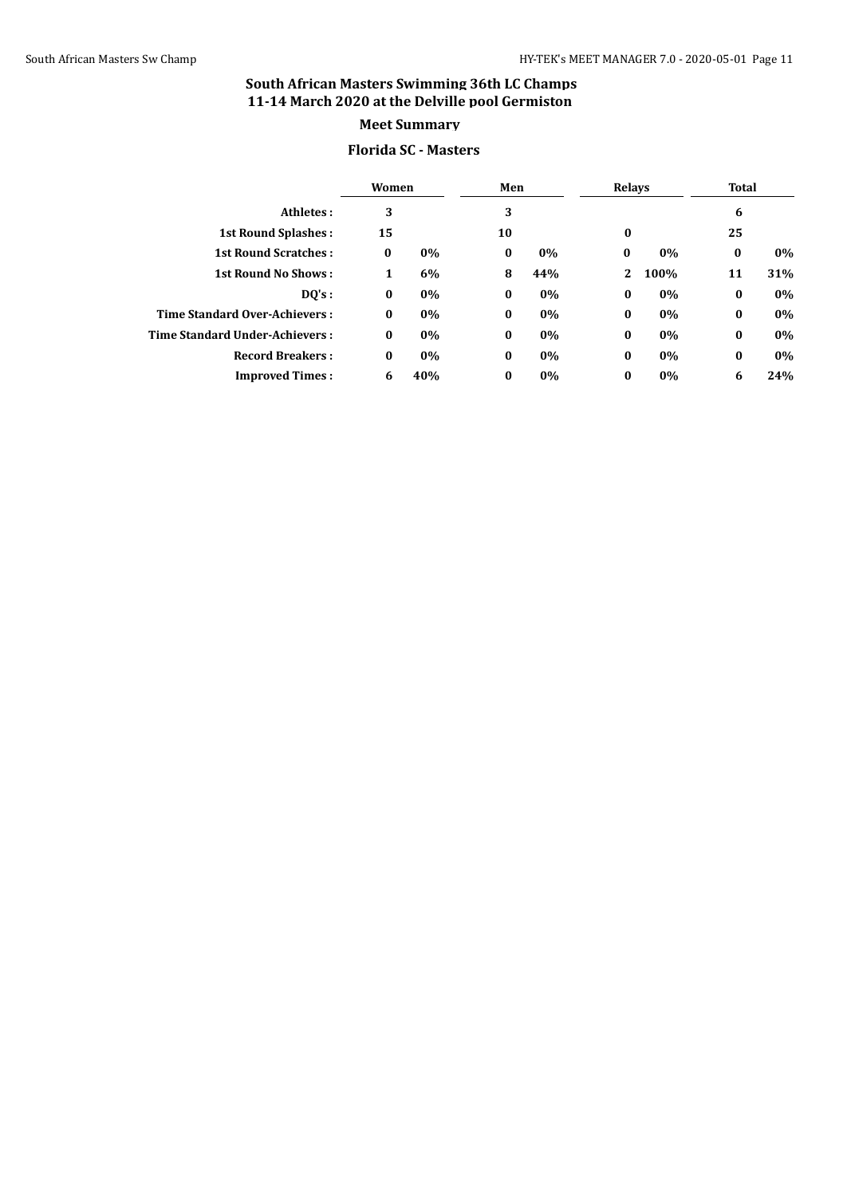# South African Masters Swimming 36th LC Champs
## 11-14 March 2020 at the Delville pool Germiston

### Meet Summary

### Florida SC - Masters

| | Women | | Men | | Relays | | Total | |
|---|---|---|---|---|---|---|---|---|
| **Athletes :** | 3 | | 3 | | | | 6 | |
| **1st Round Splashes :** | 15 | | 10 | | 0 | | 25 | |
| **1st Round Scratches :** | 0 | 0% | 0 | 0% | 0 | 0% | 0 | 0% |
| **1st Round No Shows :** | 1 | 6% | 8 | 44% | 2 | 100% | 11 | 31% |
| **DQ's :** | 0 | 0% | 0 | 0% | 0 | 0% | 0 | 0% |
| **Time Standard Over-Achievers :** | 0 | 0% | 0 | 0% | 0 | 0% | 0 | 0% |
| **Time Standard Under-Achievers :** | 0 | 0% | 0 | 0% | 0 | 0% | 0 | 0% |
| **Record Breakers :** | 0 | 0% | 0 | 0% | 0 | 0% | 0 | 0% |
| **Improved Times :** | 6 | 40% | 0 | 0% | 0 | 0% | 6 | 24% |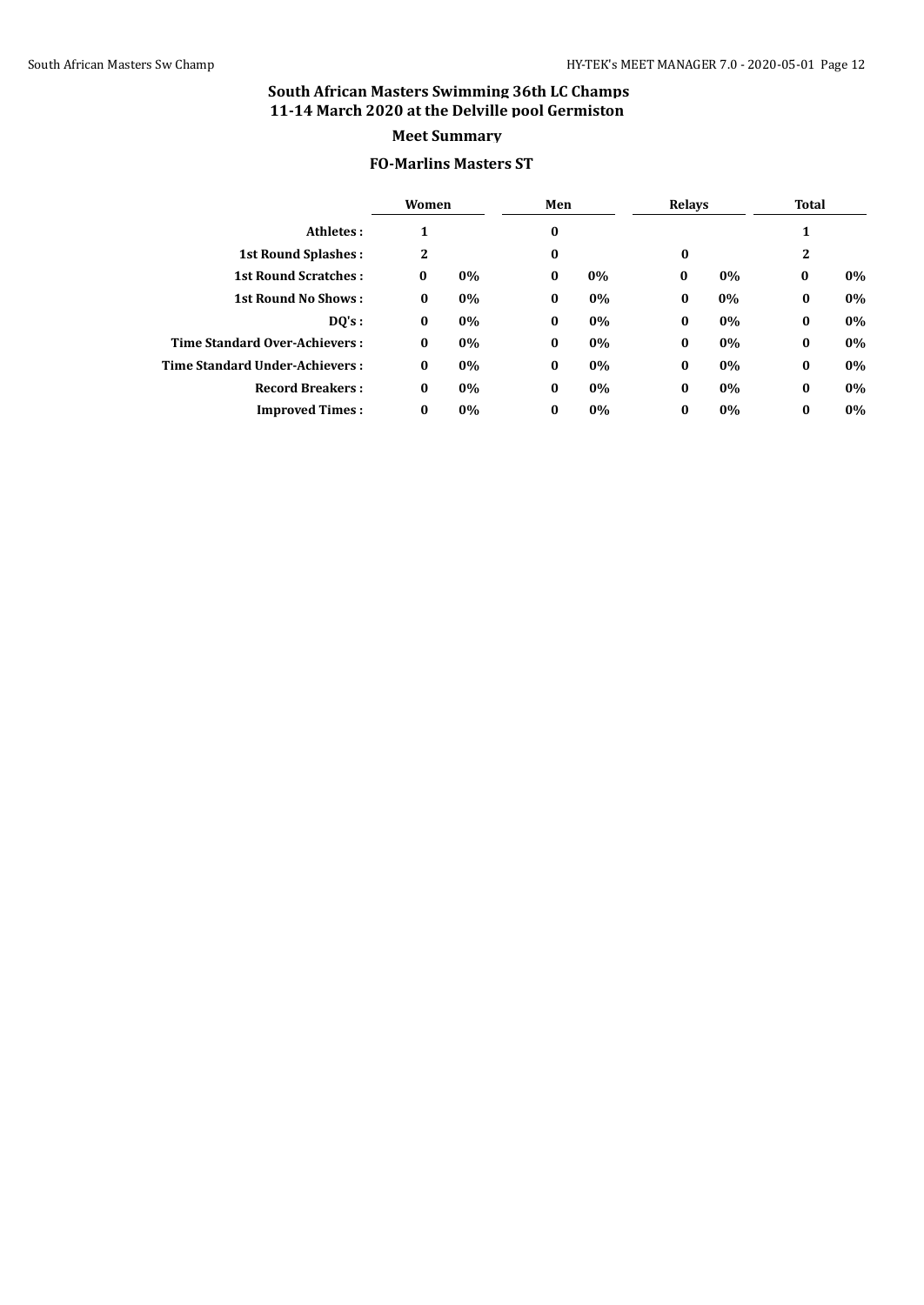# South African Masters Swimming 36th LC Champs
## 11-14 March 2020 at the Delville pool Germiston

### Meet Summary

### FO-Marlins Masters ST

| | Women | | Men | | Relays | | Total | |
|---|---|---|---|---|---|---|---|---|
| **Athletes :** | 1 | | 0 | | | | 1 | |
| **1st Round Splashes :** | 2 | | 0 | | 0 | | 2 | |
| **1st Round Scratches :** | 0 | 0% | 0 | 0% | 0 | 0% | 0 | 0% |
| **1st Round No Shows :** | 0 | 0% | 0 | 0% | 0 | 0% | 0 | 0% |
| **DQ's :** | 0 | 0% | 0 | 0% | 0 | 0% | 0 | 0% |
| **Time Standard Over-Achievers :** | 0 | 0% | 0 | 0% | 0 | 0% | 0 | 0% |
| **Time Standard Under-Achievers :** | 0 | 0% | 0 | 0% | 0 | 0% | 0 | 0% |
| **Record Breakers :** | 0 | 0% | 0 | 0% | 0 | 0% | 0 | 0% |
| **Improved Times :** | 0 | 0% | 0 | 0% | 0 | 0% | 0 | 0% |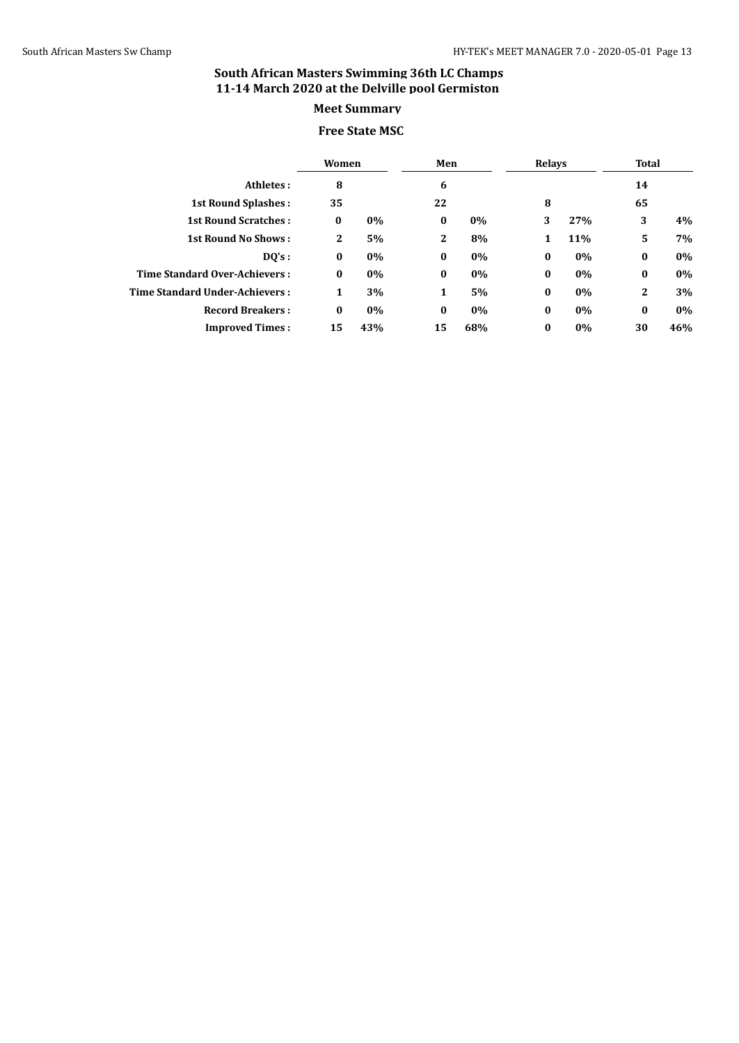# South African Masters Swimming 36th LC Champs
## 11-14 March 2020 at the Delville pool Germiston

### Meet Summary

### Free State MSC

| | Women | | Men | | Relays | | Total | |
|---|---|---|---|---|---|---|---|---|
| **Athletes :** | 8 | | 6 | | | | 14 | |
| **1st Round Splashes :** | 35 | | 22 | | 8 | | 65 | |
| **1st Round Scratches :** | 0 | 0% | 0 | 0% | 3 | 27% | 3 | 4% |
| **1st Round No Shows :** | 2 | 5% | 2 | 8% | 1 | 11% | 5 | 7% |
| **DQ's :** | 0 | 0% | 0 | 0% | 0 | 0% | 0 | 0% |
| **Time Standard Over-Achievers :** | 0 | 0% | 0 | 0% | 0 | 0% | 0 | 0% |
| **Time Standard Under-Achievers :** | 1 | 3% | 1 | 5% | 0 | 0% | 2 | 3% |
| **Record Breakers :** | 0 | 0% | 0 | 0% | 0 | 0% | 0 | 0% |
| **Improved Times :** | 15 | 43% | 15 | 68% | 0 | 0% | 30 | 46% |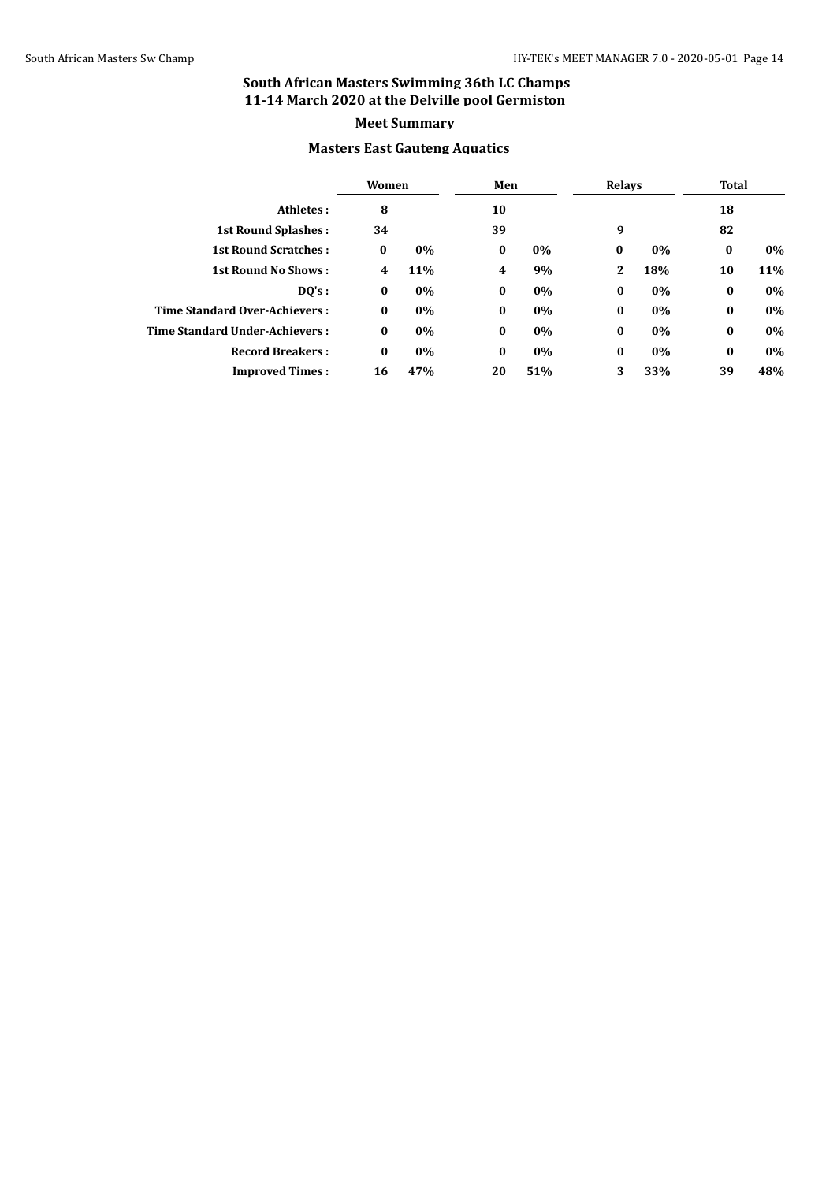# South African Masters Swimming 36th LC Champs
## 11-14 March 2020 at the Delville pool Germiston

### Meet Summary

### Masters East Gauteng Aquatics

| | Women | | Men | | Relays | | Total | |
|---|---|---|---|---|---|---|---|---|
| **Athletes :** | 8 | | 10 | | | | 18 | |
| **1st Round Splashes :** | 34 | | 39 | | 9 | | 82 | |
| **1st Round Scratches :** | 0 | 0% | 0 | 0% | 0 | 0% | 0 | 0% |
| **1st Round No Shows :** | 4 | 11% | 4 | 9% | 2 | 18% | 10 | 11% |
| **DQ's :** | 0 | 0% | 0 | 0% | 0 | 0% | 0 | 0% |
| **Time Standard Over-Achievers :** | 0 | 0% | 0 | 0% | 0 | 0% | 0 | 0% |
| **Time Standard Under-Achievers :** | 0 | 0% | 0 | 0% | 0 | 0% | 0 | 0% |
| **Record Breakers :** | 0 | 0% | 0 | 0% | 0 | 0% | 0 | 0% |
| **Improved Times :** | 16 | 47% | 20 | 51% | 3 | 33% | 39 | 48% |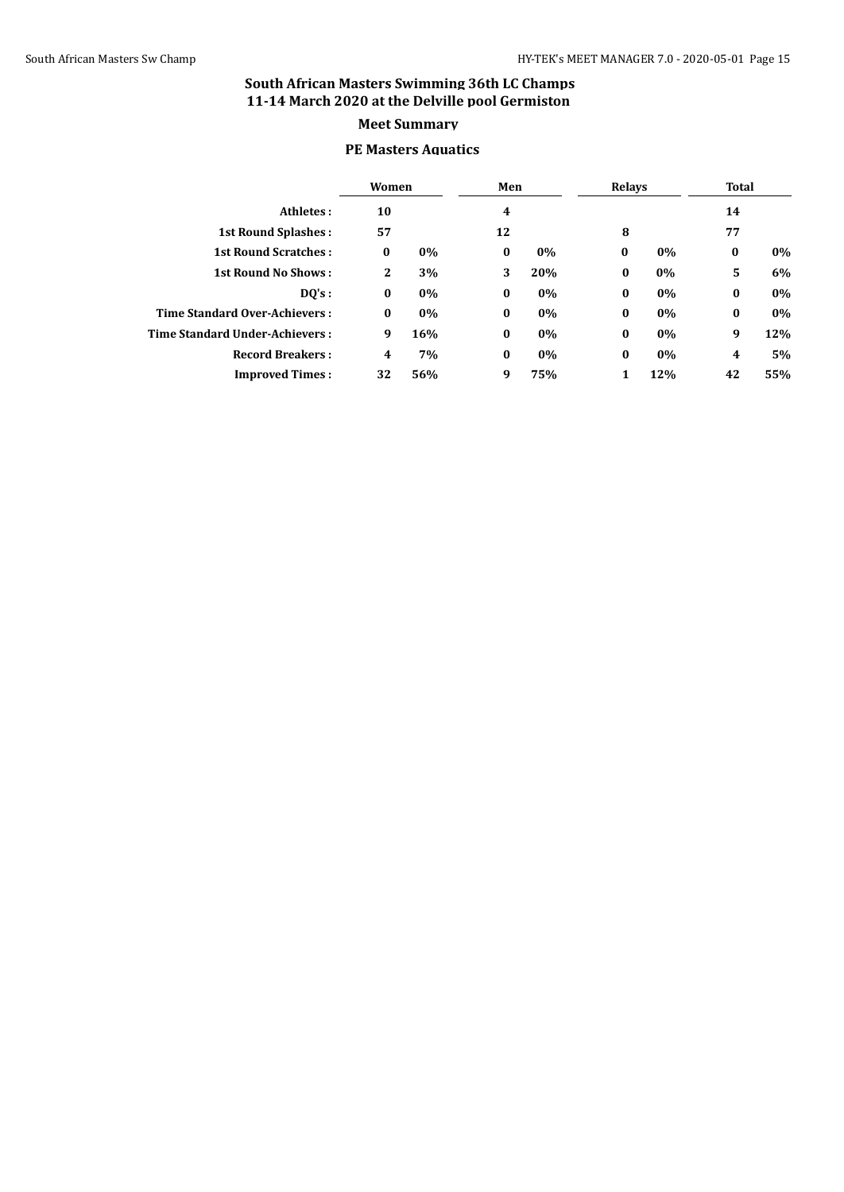# South African Masters Swimming 36th LC Champs
## 11-14 March 2020 at the Delville pool Germiston

### Meet Summary

### PE Masters Aquatics

| | Women | | Men | | Relays | | Total | |
|---|---|---|---|---|---|---|---|---|
| **Athletes :** | 10 | | 4 | | | | 14 | |
| **1st Round Splashes :** | 57 | | 12 | | 8 | | 77 | |
| **1st Round Scratches :** | 0 | 0% | 0 | 0% | 0 | 0% | 0 | 0% |
| **1st Round No Shows :** | 2 | 3% | 3 | 20% | 0 | 0% | 5 | 6% |
| **DQ's :** | 0 | 0% | 0 | 0% | 0 | 0% | 0 | 0% |
| **Time Standard Over-Achievers :** | 0 | 0% | 0 | 0% | 0 | 0% | 0 | 0% |
| **Time Standard Under-Achievers :** | 9 | 16% | 0 | 0% | 0 | 0% | 9 | 12% |
| **Record Breakers :** | 4 | 7% | 0 | 0% | 0 | 0% | 4 | 5% |
| **Improved Times :** | 32 | 56% | 9 | 75% | 1 | 12% | 42 | 55% |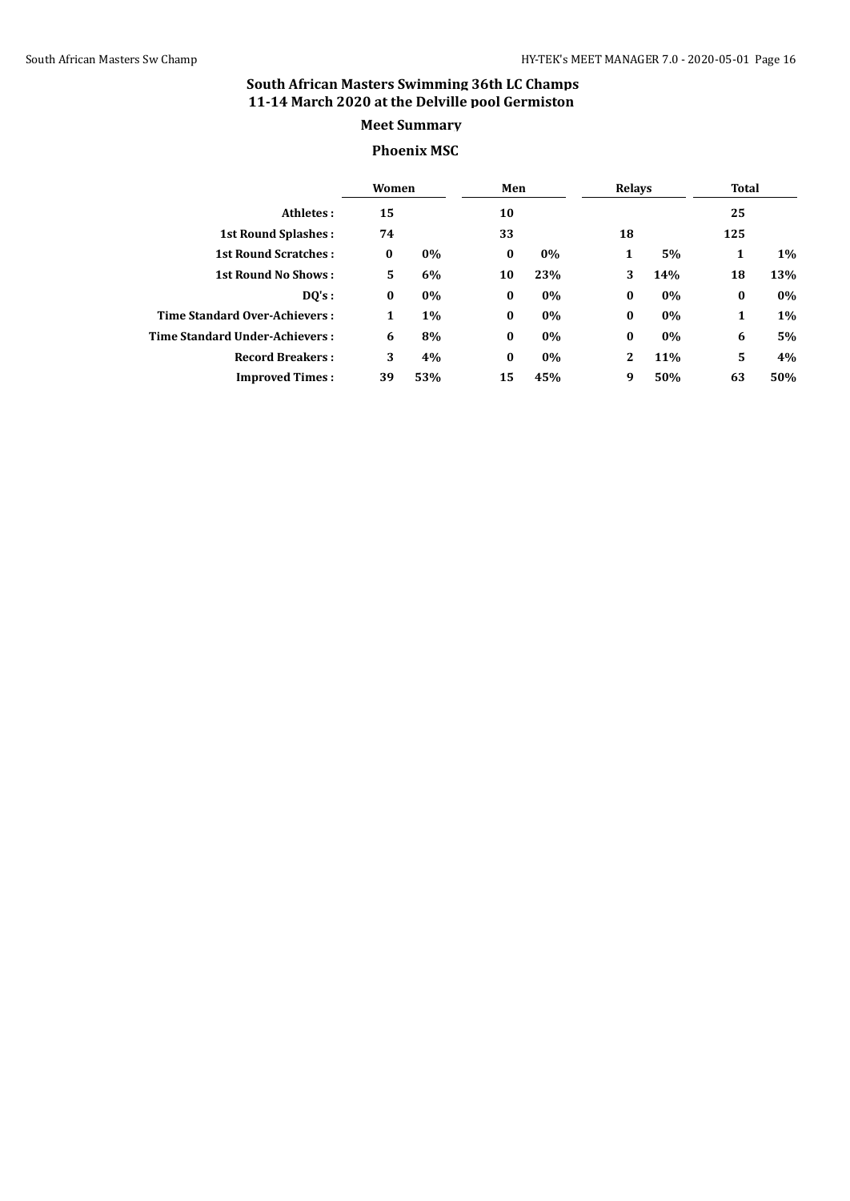# South African Masters Swimming 36th LC Champs
## 11-14 March 2020 at the Delville pool Germiston

### Meet Summary

### Phoenix MSC

| | Women | | Men | | Relays | | Total | |
|---|---|---|---|---|---|---|---|---|
| **Athletes :** | 15 | | 10 | | | | 25 | |
| **1st Round Splashes :** | 74 | | 33 | | 18 | | 125 | |
| **1st Round Scratches :** | 0 | 0% | 0 | 0% | 1 | 5% | 1 | 1% |
| **1st Round No Shows :** | 5 | 6% | 10 | 23% | 3 | 14% | 18 | 13% |
| **DQ's :** | 0 | 0% | 0 | 0% | 0 | 0% | 0 | 0% |
| **Time Standard Over-Achievers :** | 1 | 1% | 0 | 0% | 0 | 0% | 1 | 1% |
| **Time Standard Under-Achievers :** | 6 | 8% | 0 | 0% | 0 | 0% | 6 | 5% |
| **Record Breakers :** | 3 | 4% | 0 | 0% | 2 | 11% | 5 | 4% |
| **Improved Times :** | 39 | 53% | 15 | 45% | 9 | 50% | 63 | 50% |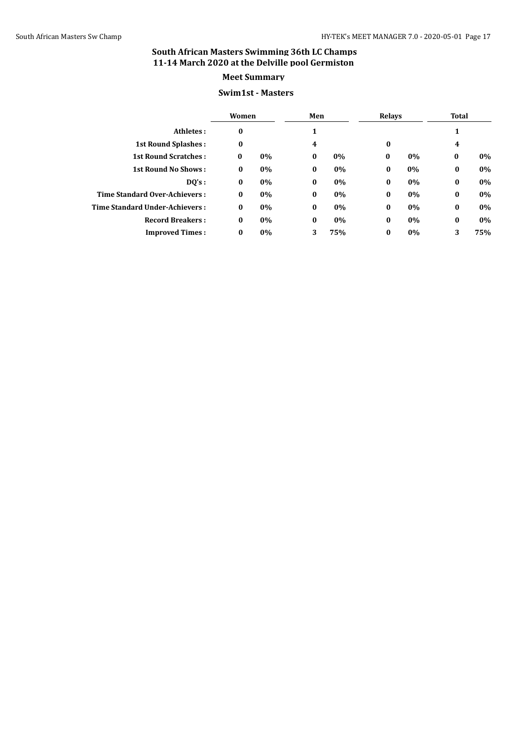# South African Masters Swimming 36th LC Champs
## 11-14 March 2020 at the Delville pool Germiston

### Meet Summary

### Swim1st - Masters

| | Women | | Men | | Relays | | Total | |
|---|---|---|---|---|---|---|---|---|
| **Athletes :** | 0 | | 1 | | | | 1 | |
| **1st Round Splashes :** | 0 | | 4 | | 0 | | 4 | |
| **1st Round Scratches :** | 0 | 0% | 0 | 0% | 0 | 0% | 0 | 0% |
| **1st Round No Shows :** | 0 | 0% | 0 | 0% | 0 | 0% | 0 | 0% |
| **DQ's :** | 0 | 0% | 0 | 0% | 0 | 0% | 0 | 0% |
| **Time Standard Over-Achievers :** | 0 | 0% | 0 | 0% | 0 | 0% | 0 | 0% |
| **Time Standard Under-Achievers :** | 0 | 0% | 0 | 0% | 0 | 0% | 0 | 0% |
| **Record Breakers :** | 0 | 0% | 0 | 0% | 0 | 0% | 0 | 0% |
| **Improved Times :** | 0 | 0% | 3 | 75% | 0 | 0% | 3 | 75% |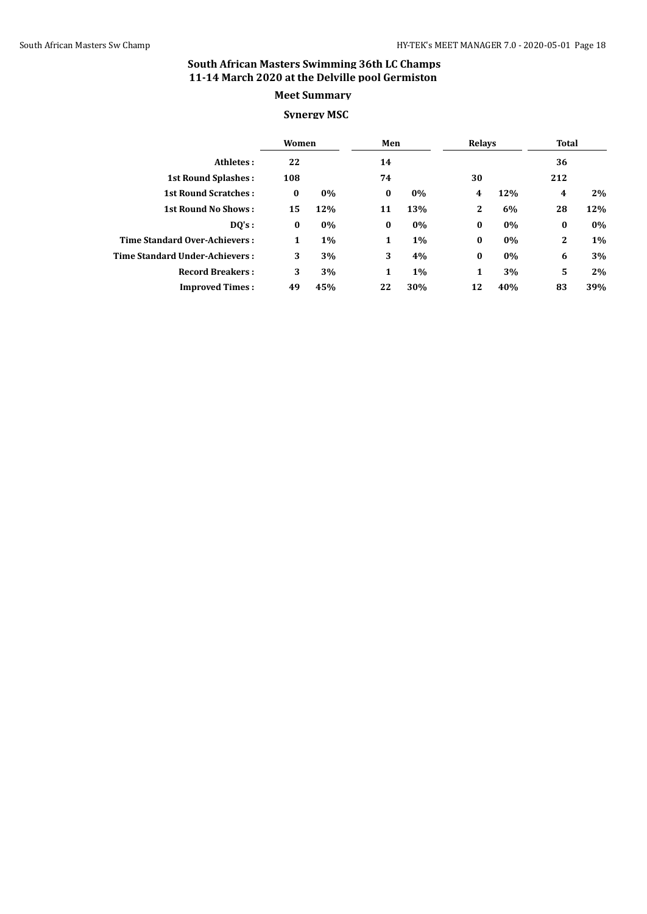## South African Masters Swimming 36th LC Champs
## 11-14 March 2020 at the Delville pool Germiston

### Meet Summary

### Synergy MSC

| | Women | | Men | | Relays | | Total | |
|---|---|---|---|---|---|---|---|---|
| **Athletes :** | 22 | | 14 | | | | 36 | |
| **1st Round Splashes :** | 108 | | 74 | | 30 | | 212 | |
| **1st Round Scratches :** | 0 | 0% | 0 | 0% | 4 | 12% | 4 | 2% |
| **1st Round No Shows :** | 15 | 12% | 11 | 13% | 2 | 6% | 28 | 12% |
| **DQ's :** | 0 | 0% | 0 | 0% | 0 | 0% | 0 | 0% |
| **Time Standard Over-Achievers :** | 1 | 1% | 1 | 1% | 0 | 0% | 2 | 1% |
| **Time Standard Under-Achievers :** | 3 | 3% | 3 | 4% | 0 | 0% | 6 | 3% |
| **Record Breakers :** | 3 | 3% | 1 | 1% | 1 | 3% | 5 | 2% |
| **Improved Times :** | 49 | 45% | 22 | 30% | 12 | 40% | 83 | 39% |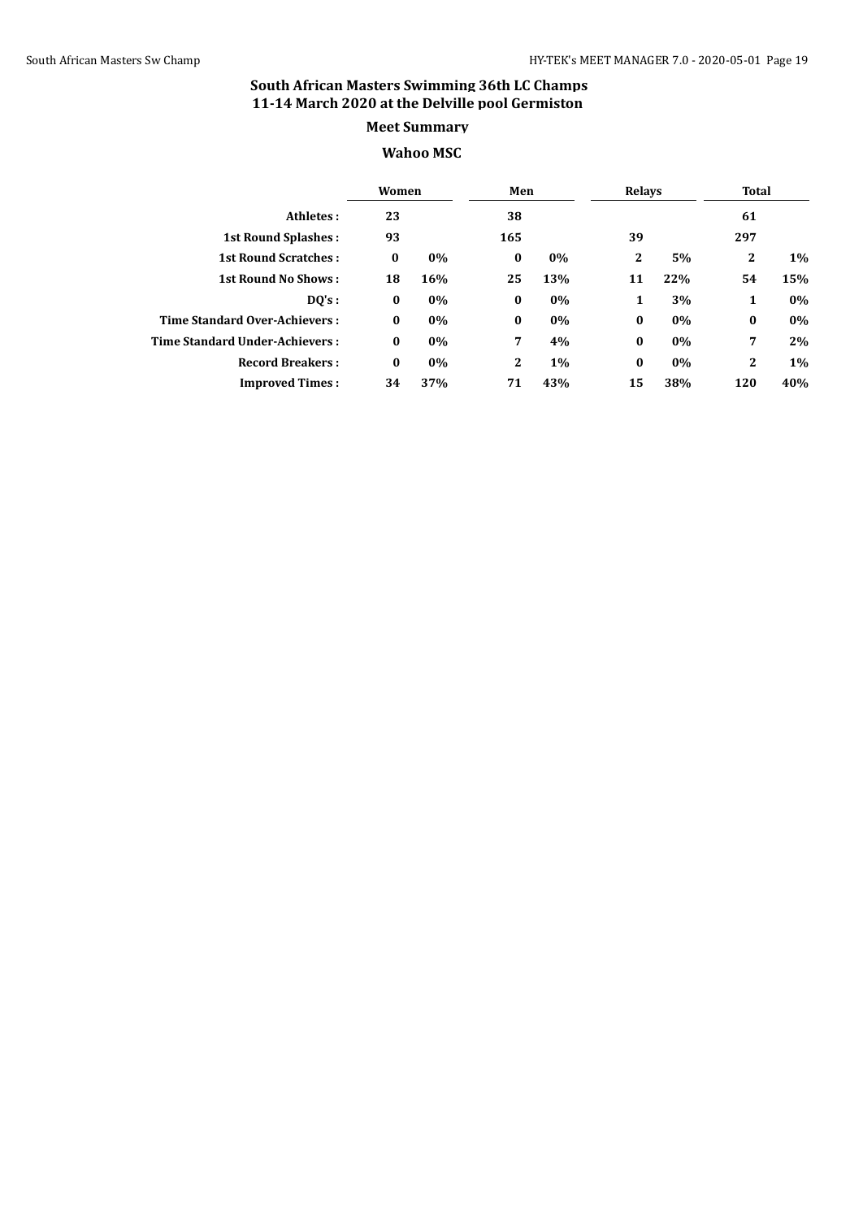## South African Masters Swimming 36th LC Champs
## 11-14 March 2020 at the Delville pool Germiston

### Meet Summary

### Wahoo MSC

| | Women | | Men | | Relays | | Total | |
|---|---|---|---|---|---|---|---|---|
| **Athletes :** | **23** | | **38** | | | | **61** | |
| **1st Round Splashes :** | **93** | | **165** | | **39** | | **297** | |
| **1st Round Scratches :** | **0** | **0%** | **0** | **0%** | **2** | **5%** | **2** | **1%** |
| **1st Round No Shows :** | **18** | **16%** | **25** | **13%** | **11** | **22%** | **54** | **15%** |
| **DQ's :** | **0** | **0%** | **0** | **0%** | **1** | **3%** | **1** | **0%** |
| **Time Standard Over-Achievers :** | **0** | **0%** | **0** | **0%** | **0** | **0%** | **0** | **0%** |
| **Time Standard Under-Achievers :** | **0** | **0%** | **7** | **4%** | **0** | **0%** | **7** | **2%** |
| **Record Breakers :** | **0** | **0%** | **2** | **1%** | **0** | **0%** | **2** | **1%** |
| **Improved Times :** | **34** | **37%** | **71** | **43%** | **15** | **38%** | **120** | **40%** |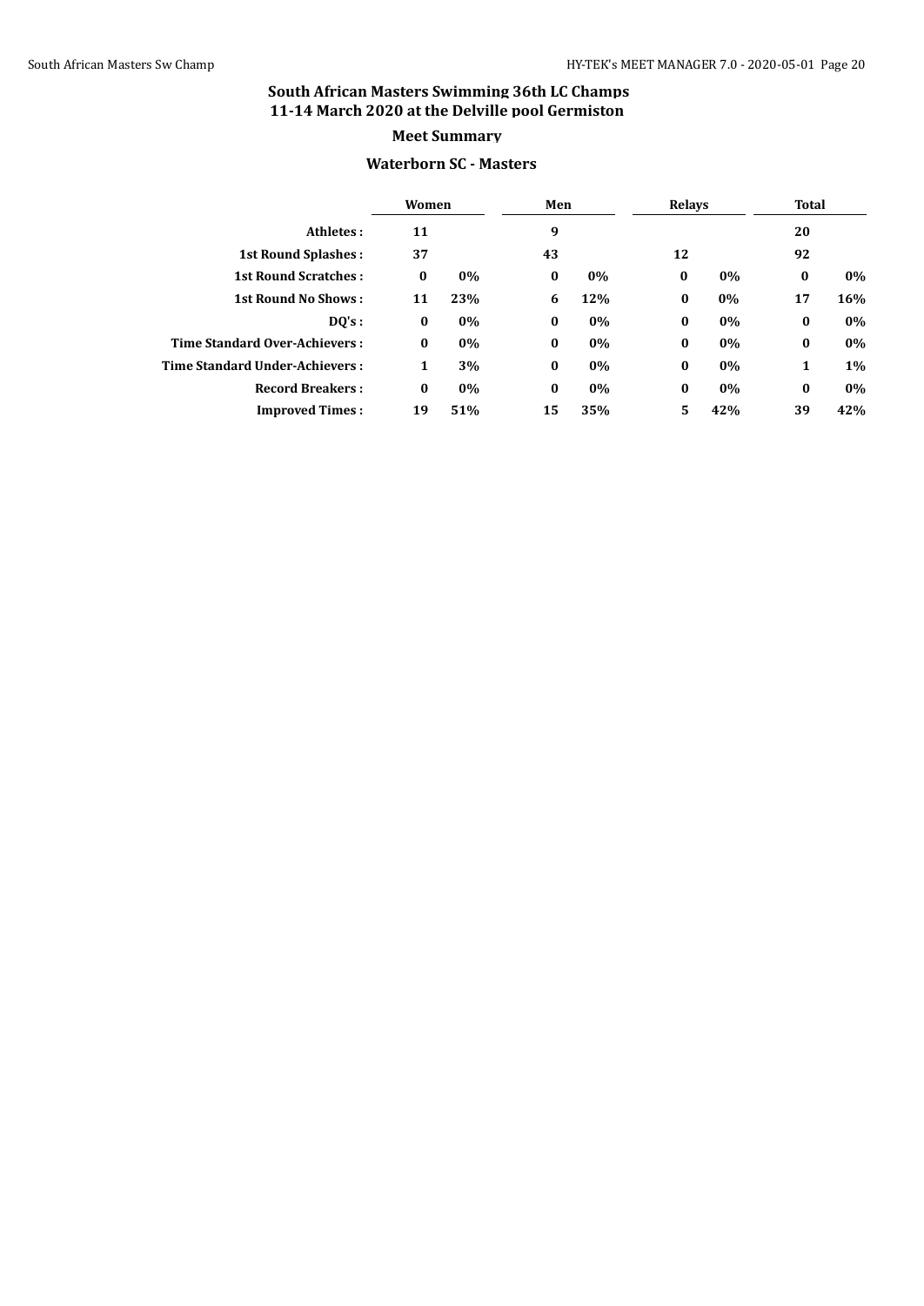## South African Masters Swimming 36th LC Champs
## 11-14 March 2020 at the Delville pool Germiston

### Meet Summary

### Waterborn SC - Masters

| | Women | | Men | | Relays | | Total | |
|---|---|---|---|---|---|---|---|---|
| **Athletes :** | 11 | | 9 | | | | 20 | |
| **1st Round Splashes :** | 37 | | 43 | | 12 | | 92 | |
| **1st Round Scratches :** | 0 | 0% | 0 | 0% | 0 | 0% | 0 | 0% |
| **1st Round No Shows :** | 11 | 23% | 6 | 12% | 0 | 0% | 17 | 16% |
| **DQ's :** | 0 | 0% | 0 | 0% | 0 | 0% | 0 | 0% |
| **Time Standard Over-Achievers :** | 0 | 0% | 0 | 0% | 0 | 0% | 0 | 0% |
| **Time Standard Under-Achievers :** | 1 | 3% | 0 | 0% | 0 | 0% | 1 | 1% |
| **Record Breakers :** | 0 | 0% | 0 | 0% | 0 | 0% | 0 | 0% |
| **Improved Times :** | 19 | 51% | 15 | 35% | 5 | 42% | 39 | 42% |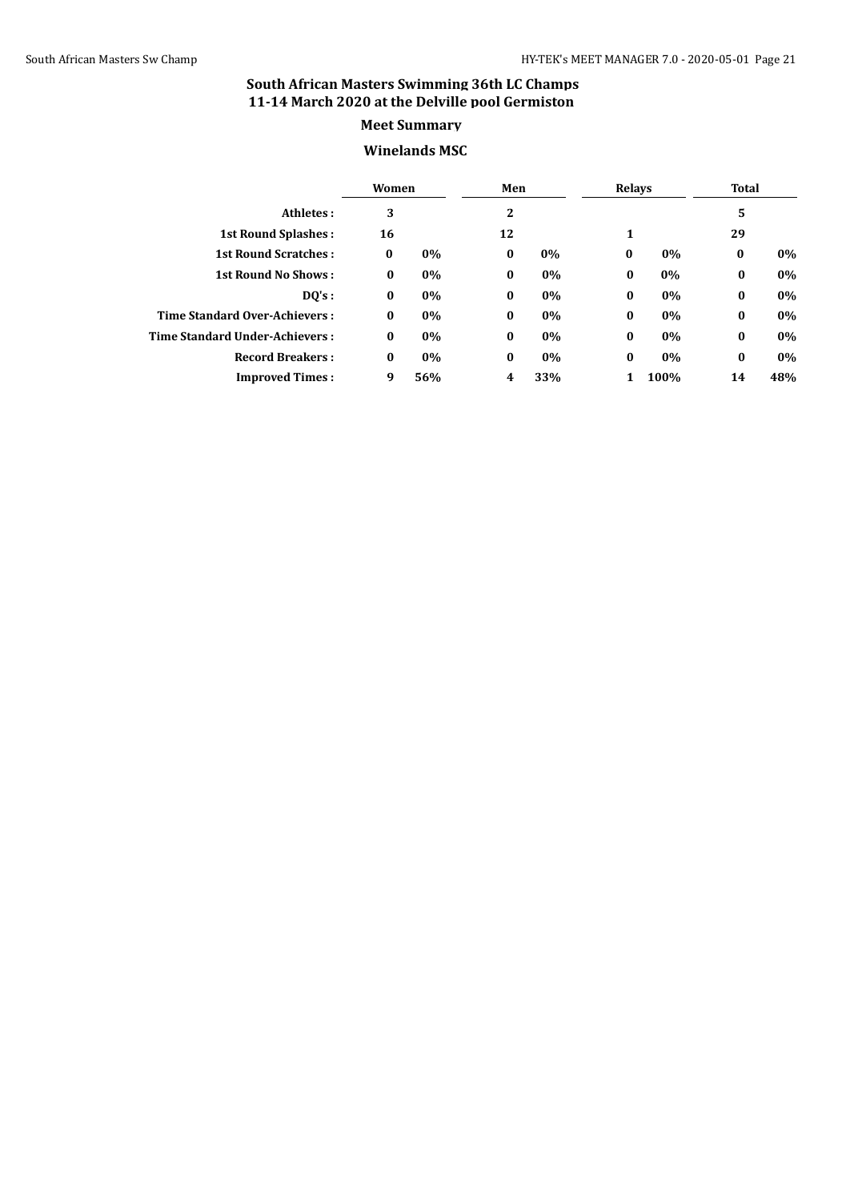## South African Masters Swimming 36th LC Champs
## 11-14 March 2020 at the Delville pool Germiston

### Meet Summary

### Winelands MSC

| | Women | | Men | | Relays | | Total | |
|---|---|---|---|---|---|---|---|---|
| **Athletes :** | 3 | | 2 | | | | 5 | |
| **1st Round Splashes :** | 16 | | 12 | | 1 | | 29 | |
| **1st Round Scratches :** | 0 | 0% | 0 | 0% | 0 | 0% | 0 | 0% |
| **1st Round No Shows :** | 0 | 0% | 0 | 0% | 0 | 0% | 0 | 0% |
| **DQ's :** | 0 | 0% | 0 | 0% | 0 | 0% | 0 | 0% |
| **Time Standard Over-Achievers :** | 0 | 0% | 0 | 0% | 0 | 0% | 0 | 0% |
| **Time Standard Under-Achievers :** | 0 | 0% | 0 | 0% | 0 | 0% | 0 | 0% |
| **Record Breakers :** | 0 | 0% | 0 | 0% | 0 | 0% | 0 | 0% |
| **Improved Times :** | 9 | 56% | 4 | 33% | 1 | 100% | 14 | 48% |